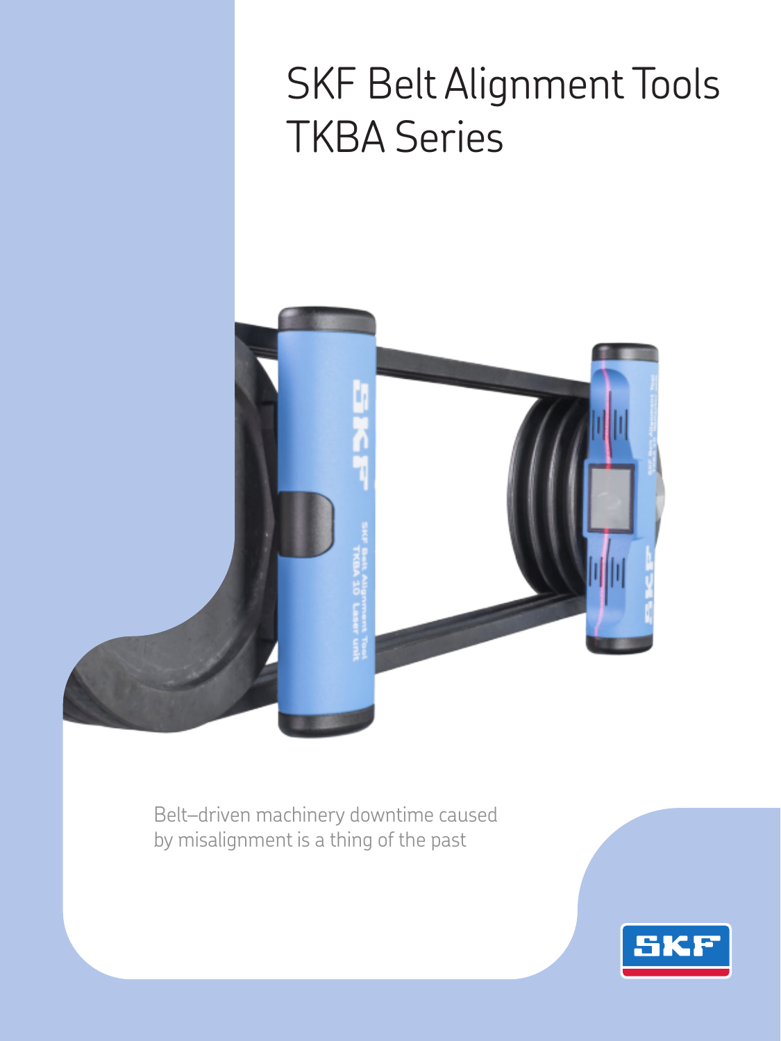# SKF Belt Alignment Tools TKBA Series

Belt–driven machinery downtime caused by misalignment is a thing of the past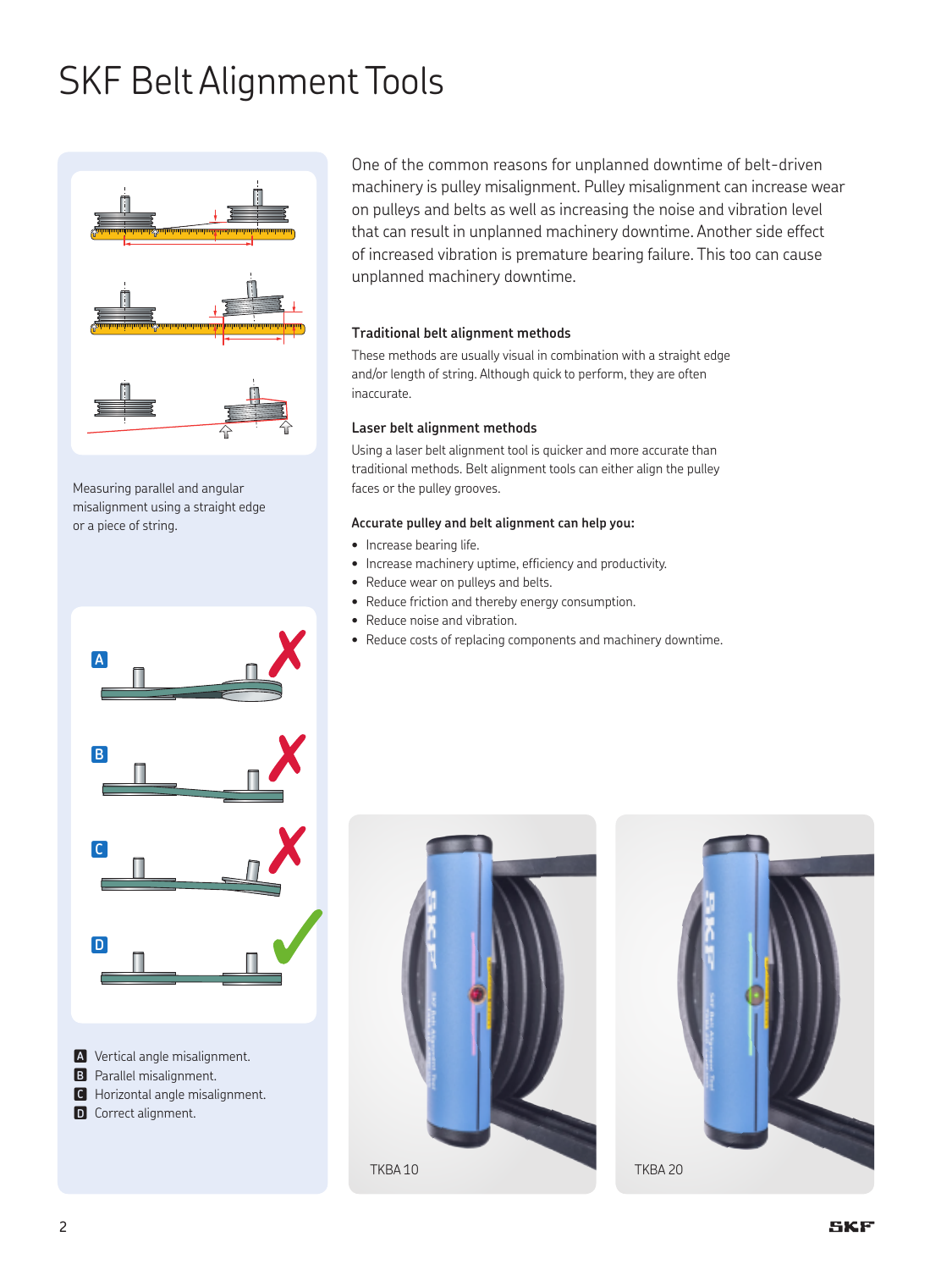# SKF Belt Alignment Tools

Measuring parallel and angular misalignment using a straight edge or a piece of string.

- **A** Vertical angle misalignment.
- **B** Parallel misalignment.
- **C** Horizontal angle misalignment.
- **D** Correct alignment.

One of the common reasons for unplanned downtime of belt-driven machinery is pulley misalignment. Pulley misalignment can increase wear on pulleys and belts as well as increasing the noise and vibration level that can result in unplanned machinery downtime. Another side effect of increased vibration is premature bearing failure. This too can cause unplanned machinery downtime.

### Traditional belt alignment methods

These methods are usually visual in combination with a straight edge and/or length of string. Although quick to perform, they are often inaccurate.

### Laser belt alignment methods

Using a laser belt alignment tool is quicker and more accurate than traditional methods. Belt alignment tools can either align the pulley faces or the pulley grooves.

### Accurate pulley and belt alignment can help you:

- Increase bearing life.
- Increase machinery uptime, efficiency and productivity.
- Reduce wear on pulleys and belts.
- Reduce friction and thereby energy consumption.
- Reduce noise and vibration.
- Reduce costs of replacing components and machinery downtime.

TKBA 10

TKBA 20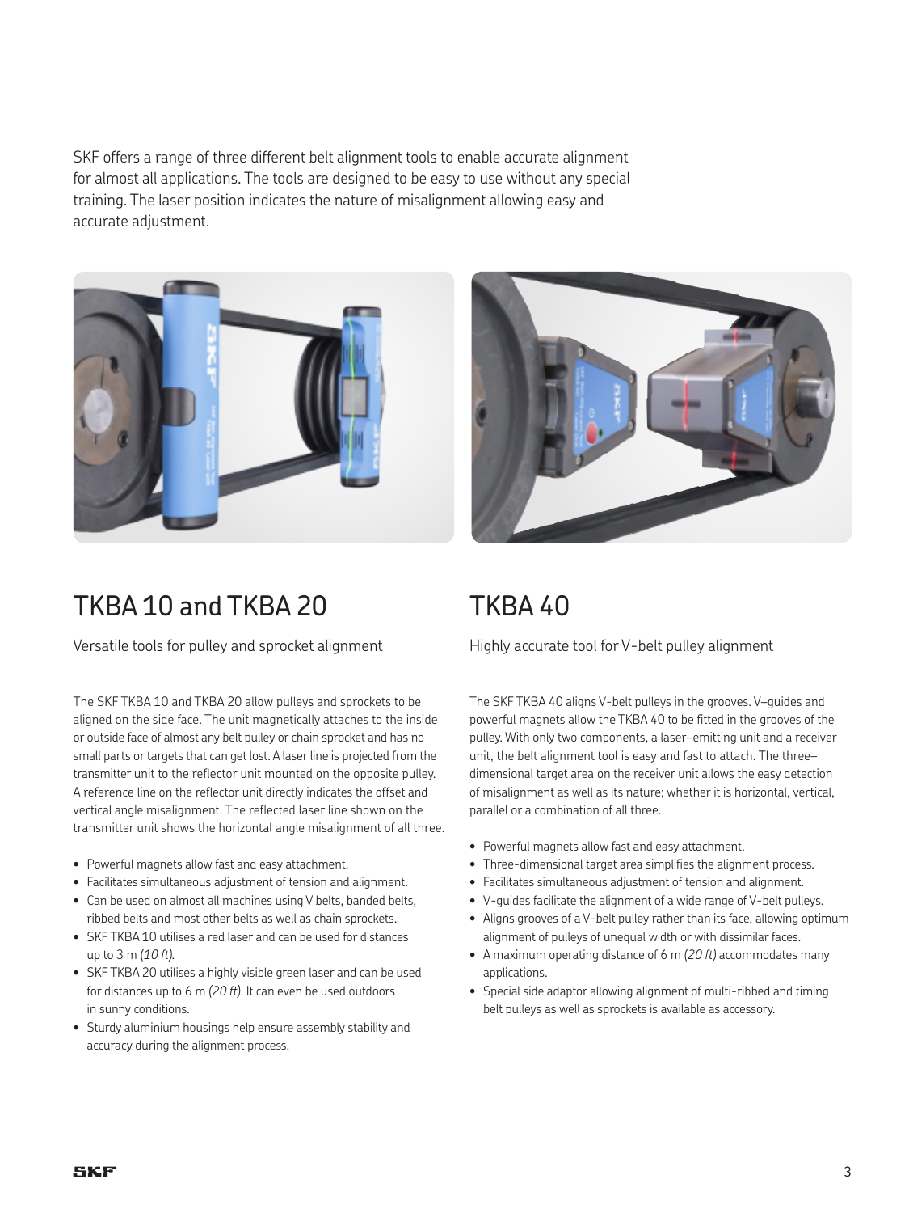SKF offers a range of three different belt alignment tools to enable accurate alignment for almost all applications. The tools are designed to be easy to use without any special training. The laser position indicates the nature of misalignment allowing easy and accurate adjustment.

## TKBA 10 and TKBA 20

Versatile tools for pulley and sprocket alignment

The SKF TKBA 10 and TKBA 20 allow pulleys and sprockets to be aligned on the side face. The unit magnetically attaches to the inside or outside face of almost any belt pulley or chain sprocket and has no small parts or targets that can get lost. A laser line is projected from the transmitter unit to the reflector unit mounted on the opposite pulley. A reference line on the reflector unit directly indicates the offset and vertical angle misalignment. The reflected laser line shown on the transmitter unit shows the horizontal angle misalignment of all three.

- Powerful magnets allow fast and easy attachment.
- Facilitates simultaneous adjustment of tension and alignment.
- Can be used on almost all machines using V belts, banded belts, ribbed belts and most other belts as well as chain sprockets.
- SKF TKBA 10 utilises a red laser and can be used for distances up to 3 m *(10 ft)*.
- SKF TKBA 20 utilises a highly visible green laser and can be used for distances up to 6 m *(20 ft)*. It can even be used outdoors in sunny conditions.
- Sturdy aluminium housings help ensure assembly stability and accuracy during the alignment process.

## TKBA 40

Highly accurate tool for V-belt pulley alignment

The SKF TKBA 40 aligns V-belt pulleys in the grooves. V–guides and powerful magnets allow the TKBA 40 to be fitted in the grooves of the pulley. With only two components, a laser–emitting unit and a receiver unit, the belt alignment tool is easy and fast to attach. The three–dimensional target area on the receiver unit allows the easy detection of misalignment as well as its nature; whether it is horizontal, vertical, parallel or a combination of all three.

- Powerful magnets allow fast and easy attachment.
- Three-dimensional target area simplifies the alignment process.
- Facilitates simultaneous adjustment of tension and alignment.
- V-guides facilitate the alignment of a wide range of V-belt pulleys.
- Aligns grooves of a V-belt pulley rather than its face, allowing optimum alignment of pulleys of unequal width or with dissimilar faces.
- A maximum operating distance of 6 m *(20 ft)* accommodates many applications.
- Special side adaptor allowing alignment of multi-ribbed and timing belt pulleys as well as sprockets is available as accessory.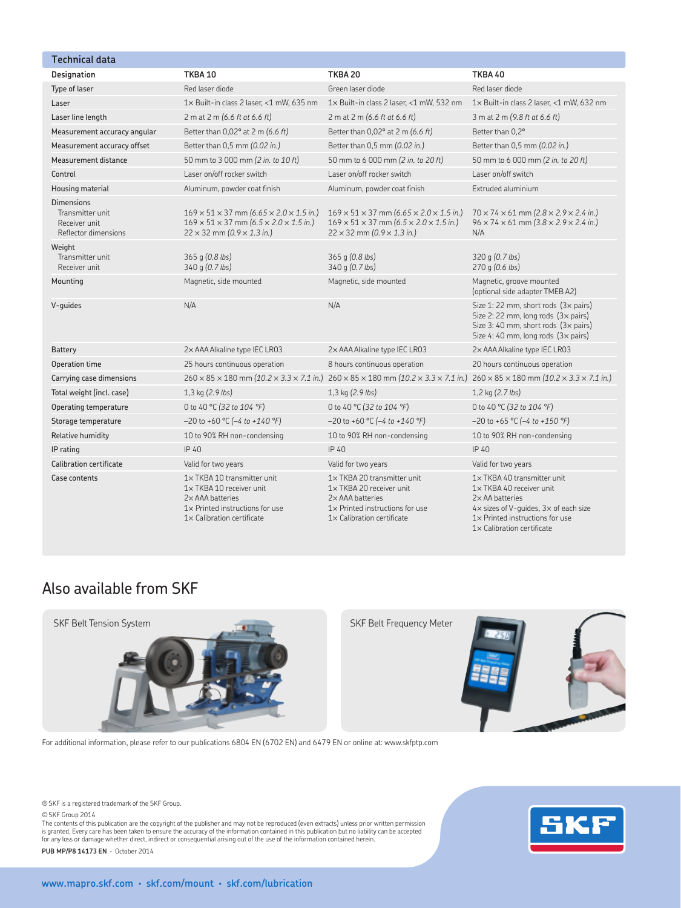## Technical data

| Designation | TKBA 10 | TKBA 20 | TKBA 40 |
|---|---|---|---|
| Type of laser | Red laser diode | Green laser diode | Red laser diode |
| Laser | 1× Built-in class 2 laser, <1 mW, 635 nm | 1× Built-in class 2 laser, <1 mW, 532 nm | 1× Built-in class 2 laser, <1 mW, 632 nm |
| Laser line length | 2 m at 2 m *(6.6 ft at 6.6 ft)* | 2 m at 2 m *(6.6 ft at 6.6 ft)* | 3 m at 2 m *(9.8 ft at 6.6 ft)* |
| Measurement accuracy angular | Better than 0,02° at 2 m *(6.6 ft)* | Better than 0,02° at 2 m *(6.6 ft)* | Better than 0,2° |
| Measurement accuracy offset | Better than 0,5 mm *(0.02 in.)* | Better than 0,5 mm *(0.02 in.)* | Better than 0,5 mm *(0.02 in.)* |
| Measurement distance | 50 mm to 3 000 mm *(2 in. to 10 ft)* | 50 mm to 6 000 mm *(2 in. to 20 ft)* | 50 mm to 6 000 mm *(2 in. to 20 ft)* |
| Control | Laser on/off rocker switch | Laser on/off rocker switch | Laser on/off switch |
| Housing material | Aluminum, powder coat finish | Aluminum, powder coat finish | Extruded aluminium |
| Dimensions<br>Transmitter unit<br>Receiver unit<br>Reflector dimensions | <br>169 × 51 × 37 mm *(6.65 × 2.0 × 1.5 in.)*<br>169 × 51 × 37 mm *(6.5 × 2.0 × 1.5 in.)*<br>22 × 32 mm *(0.9 × 1.3 in.)* | <br>169 × 51 × 37 mm *(6.65 × 2.0 × 1.5 in.)*<br>169 × 51 × 37 mm *(6.5 × 2.0 × 1.5 in.)*<br>22 × 32 mm *(0.9 × 1.3 in.)* | <br>70 × 74 × 61 mm *(2.8 × 2.9 × 2.4 in.)*<br>96 × 74 × 61 mm *(3.8 × 2.9 × 2.4 in.)*<br>N/A |
| Weight<br>Transmitter unit<br>Receiver unit | <br>365 g *(0.8 lbs)*<br>340 g *(0.7 lbs)* | <br>365 g *(0.8 lbs)*<br>340 g *(0.7 lbs)* | <br>320 g *(0.7 lbs)*<br>270 g *(0.6 lbs)* |
| Mounting | Magnetic, side mounted | Magnetic, side mounted | Magnetic, groove mounted<br>(optional side adapter TMEB A2) |
| V-guides | N/A | N/A | Size 1: 22 mm, short rods (3× pairs)<br>Size 2: 22 mm, long rods (3× pairs)<br>Size 3: 40 mm, short rods (3× pairs)<br>Size 4: 40 mm, long rods (3× pairs) |
| Battery | 2× AAA Alkaline type IEC LR03 | 2× AAA Alkaline type IEC LR03 | 2× AAA Alkaline type IEC LR03 |
| Operation time | 25 hours continuous operation | 8 hours continuous operation | 20 hours continuous operation |
| Carrying case dimensions | 260 × 85 × 180 mm *(10.2 × 3.3 × 7.1 in.)* | 260 × 85 × 180 mm *(10.2 × 3.3 × 7.1 in.)* | 260 × 85 × 180 mm *(10.2 × 3.3 × 7.1 in.)* |
| Total weight (incl. case) | 1,3 kg *(2.9 lbs)* | 1,3 kg *(2.9 lbs)* | 1,2 kg *(2.7 lbs)* |
| Operating temperature | 0 to 40 °C *(32 to 104 °F)* | 0 to 40 °C *(32 to 104 °F)* | 0 to 40 °C *(32 to 104 °F)* |
| Storage temperature | –20 to +60 °C *(–4 to +140 °F)* | –20 to +60 °C *(–4 to +140 °F)* | –20 to +65 °C *(–4 to +150 °F)* |
| Relative humidity | 10 to 90% RH non-condensing | 10 to 90% RH non-condensing | 10 to 90% RH non-condensing |
| IP rating | IP 40 | IP 40 | IP 40 |
| Calibration certificate | Valid for two years | Valid for two years | Valid for two years |
| Case contents | 1× TKBA 10 transmitter unit<br>1× TKBA 10 receiver unit<br>2× AAA batteries<br>1× Printed instructions for use<br>1× Calibration certificate | 1× TKBA 20 transmitter unit<br>1× TKBA 20 receiver unit<br>2× AAA batteries<br>1× Printed instructions for use<br>1× Calibration certificate | 1× TKBA 40 transmitter unit<br>1× TKBA 40 receiver unit<br>2× AA batteries<br>4× sizes of V-guides, 3× of each size<br>1× Printed instructions for use<br>1× Calibration certificate |

## Also available from SKF

SKF Belt Tension System

SKF Belt Frequency Meter

For additional information, please refer to our publications 6804 EN (6702 EN) and 6479 EN or online at: www.skfptp.com

® SKF is a registered trademark of the SKF Group.

© SKF Group 2014

The contents of this publication are the copyright of the publisher and may not be reproduced (even extracts) unless prior written permission is granted. Every care has been taken to ensure the accuracy of the information contained in this publication but no liability can be accepted for any loss or damage whether direct, indirect or consequential arising out of the use of the information contained herein.

**PUB MP/P8 14173 EN** · October 2014

**www.mapro.skf.com • skf.com/mount • skf.com/lubrication**